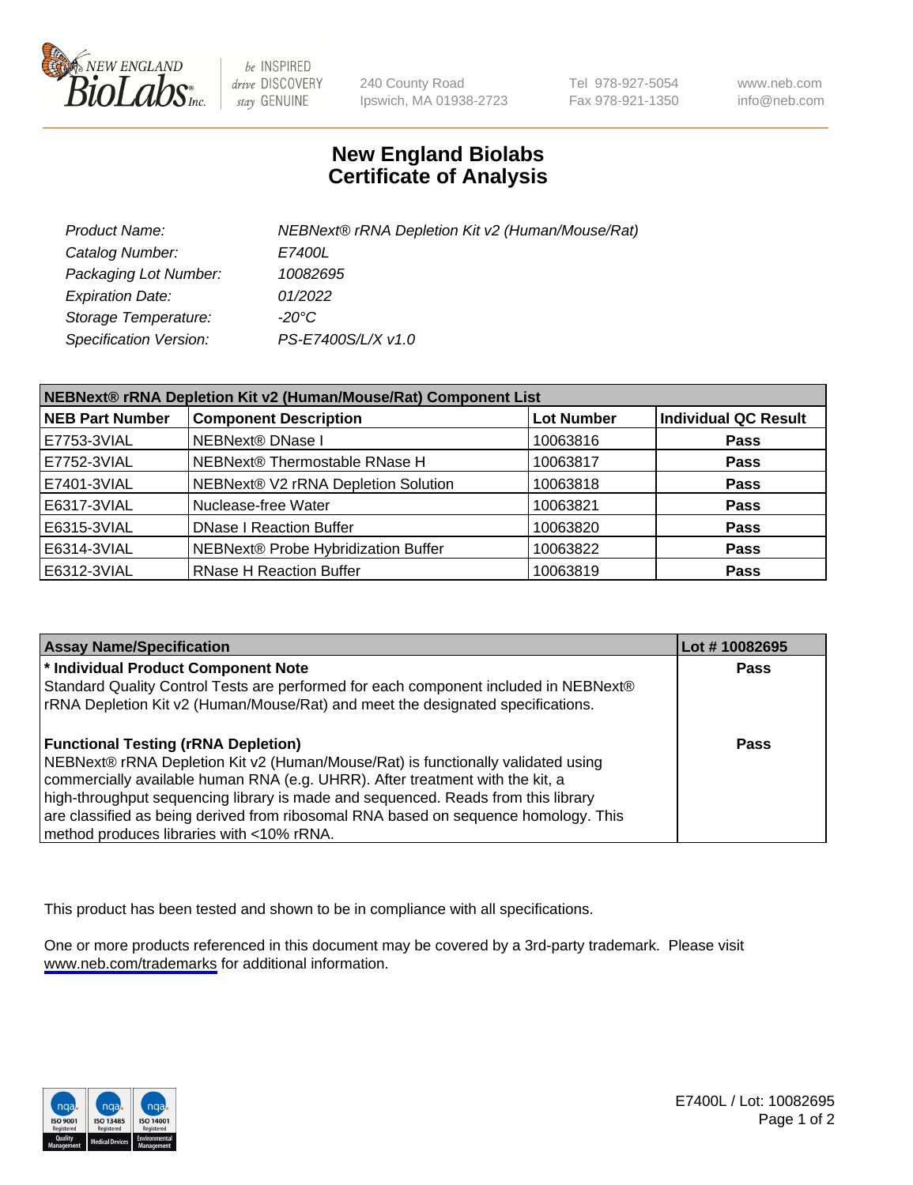# New England Biolabs Certificate of Analysis

| | |
|---|---|
| *Product Name:* | *NEBNext® rRNA Depletion Kit v2 (Human/Mouse/Rat)* |
| *Catalog Number:* | *E7400L* |
| *Packaging Lot Number:* | *10082695* |
| *Expiration Date:* | *01/2022* |
| *Storage Temperature:* | *-20°C* |
| *Specification Version:* | *PS-E7400S/L/X v1.0* |

**NEBNext® rRNA Depletion Kit v2 (Human/Mouse/Rat) Component List**

| NEB Part Number | Component Description | Lot Number | Individual QC Result |
|---|---|---|---|
| E7753-3VIAL | NEBNext® DNase I | 10063816 | **Pass** |
| E7752-3VIAL | NEBNext® Thermostable RNase H | 10063817 | **Pass** |
| E7401-3VIAL | NEBNext® V2 rRNA Depletion Solution | 10063818 | **Pass** |
| E6317-3VIAL | Nuclease-free Water | 10063821 | **Pass** |
| E6315-3VIAL | DNase I Reaction Buffer | 10063820 | **Pass** |
| E6314-3VIAL | NEBNext® Probe Hybridization Buffer | 10063822 | **Pass** |
| E6312-3VIAL | RNase H Reaction Buffer | 10063819 | **Pass** |

| Assay Name/Specification | Lot # 10082695 |
|---|---|
| **\* Individual Product Component Note**<br>Standard Quality Control Tests are performed for each component included in NEBNext® rRNA Depletion Kit v2 (Human/Mouse/Rat) and meet the designated specifications. | **Pass** |
| **Functional Testing (rRNA Depletion)**<br>NEBNext® rRNA Depletion Kit v2 (Human/Mouse/Rat) is functionally validated using commercially available human RNA (e.g. UHRR). After treatment with the kit, a high-throughput sequencing library is made and sequenced. Reads from this library are classified as being derived from ribosomal RNA based on sequence homology. This method produces libraries with <10% rRNA. | **Pass** |

This product has been tested and shown to be in compliance with all specifications.

One or more products referenced in this document may be covered by a 3rd-party trademark. Please visit www.neb.com/trademarks for additional information.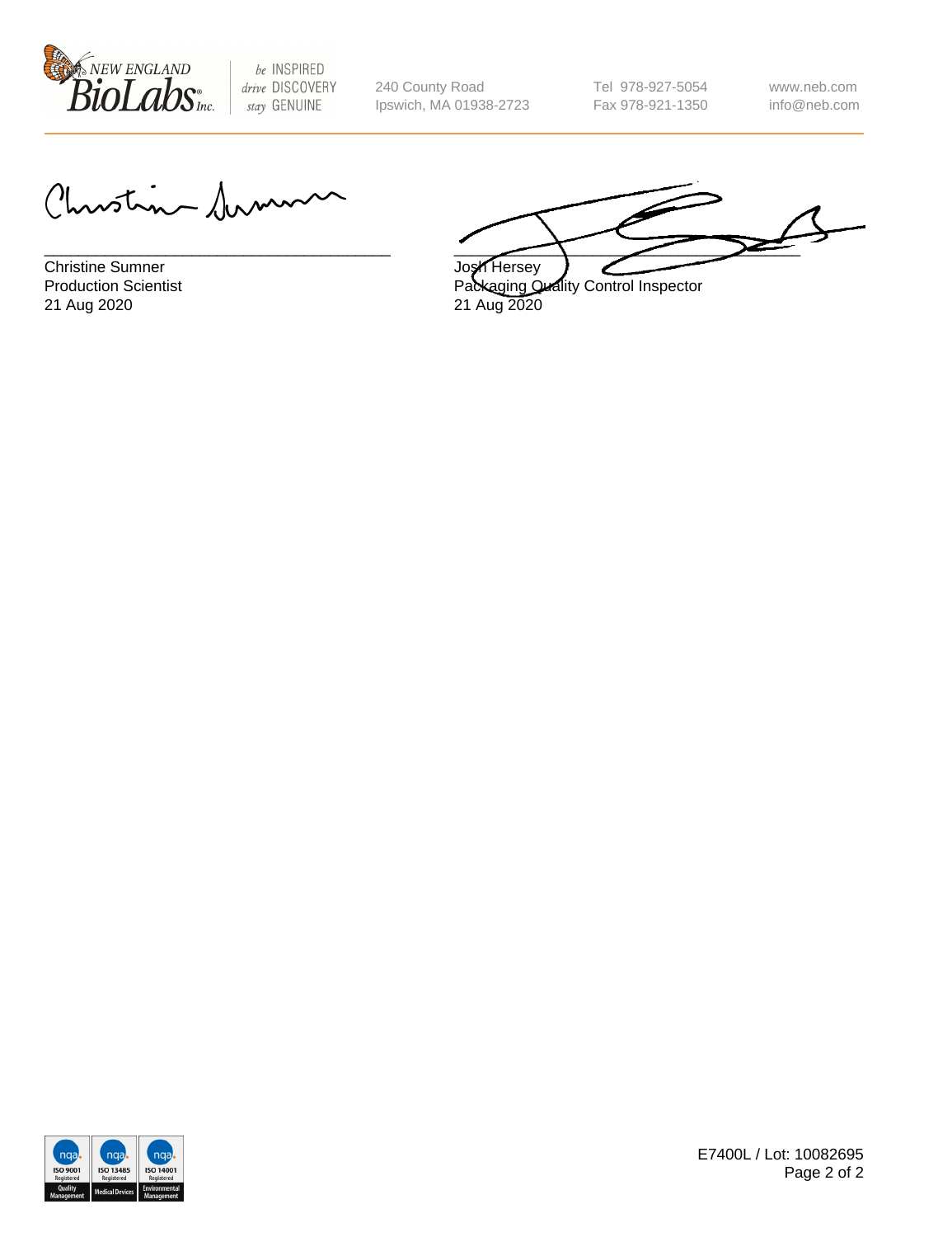Christine Sumner
Production Scientist
21 Aug 2020

Josh Hersey
Packaging Quality Control Inspector
21 Aug 2020

E7400L / Lot: 10082695